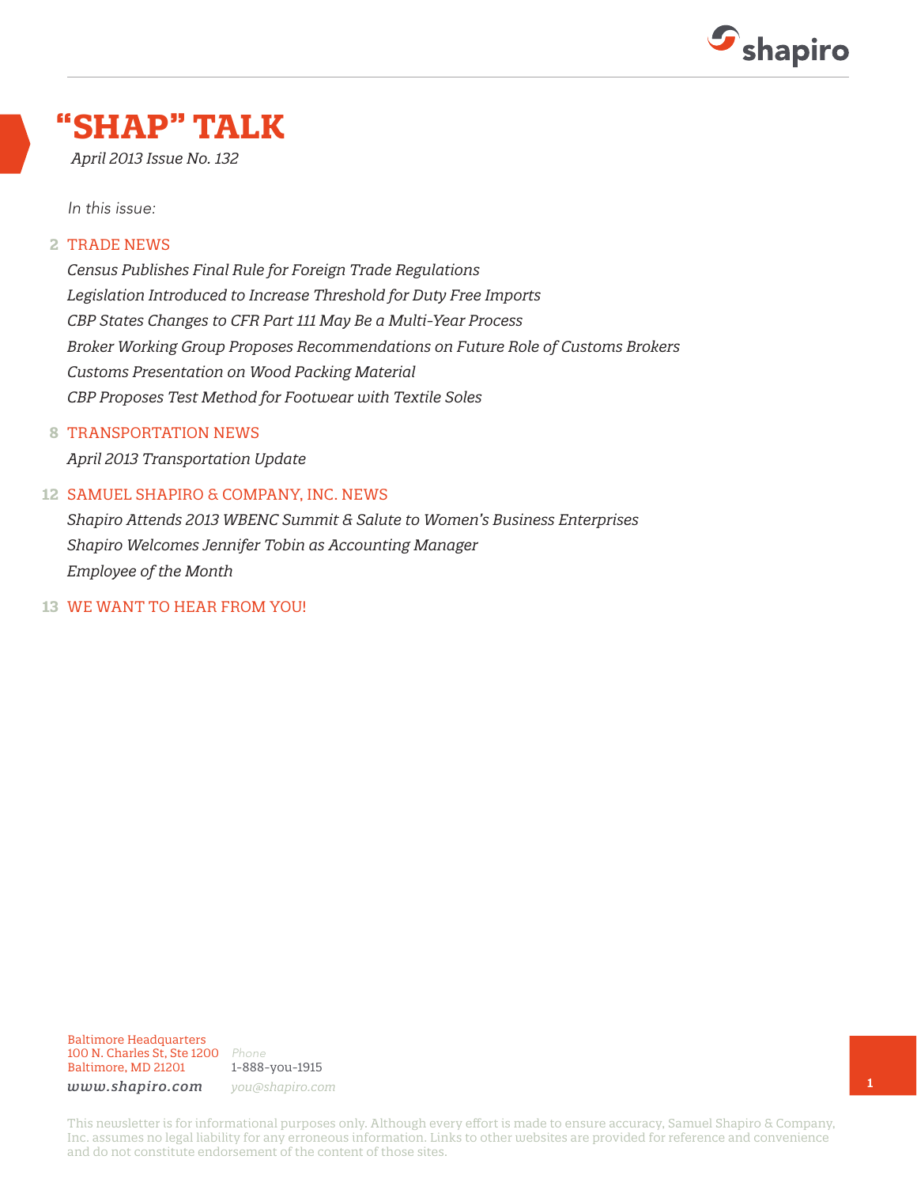# "SHAP" TALK

*April 2013 Issue No. 132*

*In this issue:*

**2** TRADE NEWS

*Census Publishes Final Rule for Foreign Trade Regulations*

*Legislation Introduced to Increase Threshold for Duty Free Imports*

*CBP States Changes to CFR Part 111 May Be a Multi-Year Process*

*Broker Working Group Proposes Recommendations on Future Role of Customs Brokers*

*Customs Presentation on Wood Packing Material*

*CBP Proposes Test Method for Footwear with Textile Soles*

**8** TRANSPORTATION NEWS

*April 2013 Transportation Update*

**12** SAMUEL SHAPIRO & COMPANY, INC. NEWS

*Shapiro Attends 2013 WBENC Summit & Salute to Women's Business Enterprises*

*Shapiro Welcomes Jennifer Tobin as Accounting Manager*

*Employee of the Month*

**13** WE WANT TO HEAR FROM YOU!

Baltimore Headquarters
100 N. Charles St, Ste 1200
Baltimore, MD 21201

*Phone*
1-888-you-1915

*www.shapiro.com*

*you@shapiro.com*

This newsletter is for informational purposes only. Although every effort is made to ensure accuracy, Samuel Shapiro & Company, Inc. assumes no legal liability for any erroneous information. Links to other websites are provided for reference and convenience and do not constitute endorsement of the content of those sites.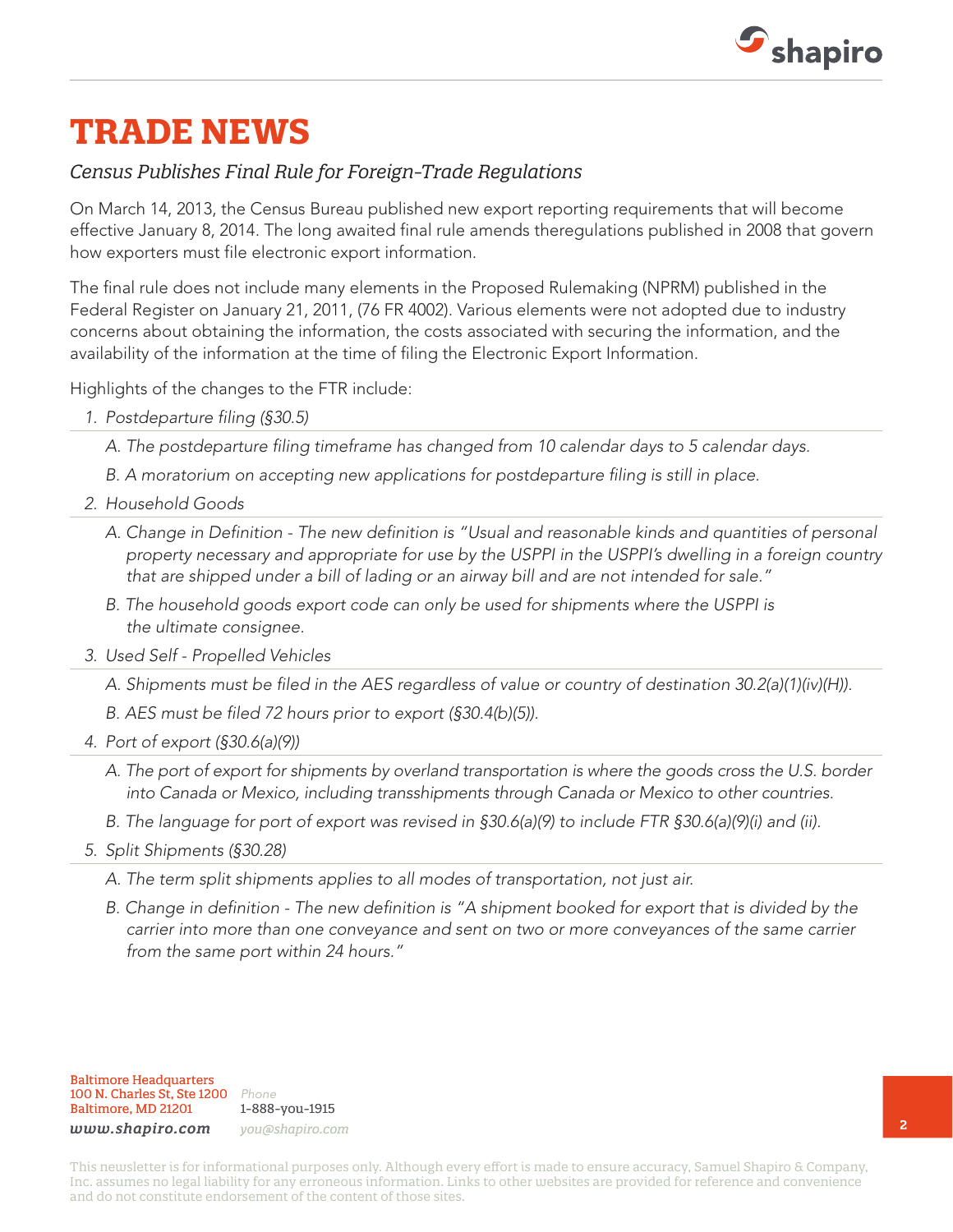## TRADE NEWS

### *Census Publishes Final Rule for Foreign-Trade Regulations*

On March 14, 2013, the Census Bureau published new export reporting requirements that will become effective January 8, 2014. The long awaited final rule amends theregulations published in 2008 that govern how exporters must file electronic export information.

The final rule does not include many elements in the Proposed Rulemaking (NPRM) published in the Federal Register on January 21, 2011, (76 FR 4002). Various elements were not adopted due to industry concerns about obtaining the information, the costs associated with securing the information, and the availability of the information at the time of filing the Electronic Export Information.

Highlights of the changes to the FTR include:

1. *Postdeparture filing (§30.5)*
   - *A. The postdeparture filing timeframe has changed from 10 calendar days to 5 calendar days.*
   - *B. A moratorium on accepting new applications for postdeparture filing is still in place.*
2. *Household Goods*
   - *A. Change in Definition - The new definition is "Usual and reasonable kinds and quantities of personal property necessary and appropriate for use by the USPPI in the USPPI's dwelling in a foreign country that are shipped under a bill of lading or an airway bill and are not intended for sale."*
   - *B. The household goods export code can only be used for shipments where the USPPI is the ultimate consignee.*
3. *Used Self - Propelled Vehicles*
   - *A. Shipments must be filed in the AES regardless of value or country of destination 30.2(a)(1)(iv)(H)).*
   - *B. AES must be filed 72 hours prior to export (§30.4(b)(5)).*
4. *Port of export (§30.6(a)(9))*
   - *A. The port of export for shipments by overland transportation is where the goods cross the U.S. border into Canada or Mexico, including transshipments through Canada or Mexico to other countries.*
   - *B. The language for port of export was revised in §30.6(a)(9) to include FTR §30.6(a)(9)(i) and (ii).*
5. *Split Shipments (§30.28)*
   - *A. The term split shipments applies to all modes of transportation, not just air.*
   - *B. Change in definition - The new definition is "A shipment booked for export that is divided by the carrier into more than one conveyance and sent on two or more conveyances of the same carrier from the same port within 24 hours."*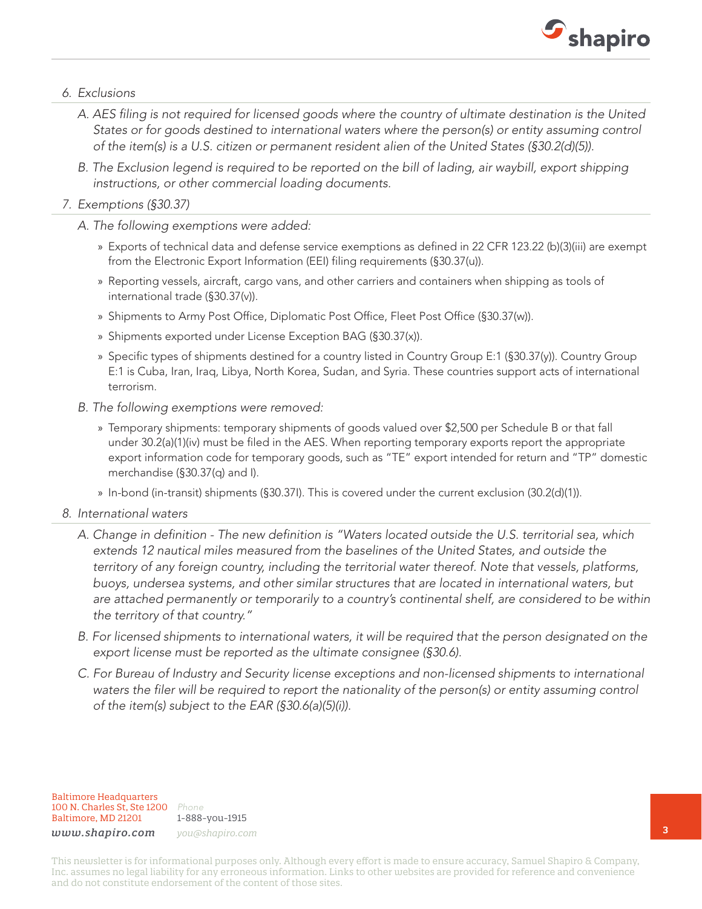6. *Exclusions*

    A. *AES filing is not required for licensed goods where the country of ultimate destination is the United States or for goods destined to international waters where the person(s) or entity assuming control of the item(s) is a U.S. citizen or permanent resident alien of the United States (§30.2(d)(5)).*

    B. *The Exclusion legend is required to be reported on the bill of lading, air waybill, export shipping instructions, or other commercial loading documents.*

7. *Exemptions (§30.37)*

    A. *The following exemptions were added:*

    - Exports of technical data and defense service exemptions as defined in 22 CFR 123.22 (b)(3)(iii) are exempt from the Electronic Export Information (EEI) filing requirements (§30.37(u)).
    - Reporting vessels, aircraft, cargo vans, and other carriers and containers when shipping as tools of international trade (§30.37(v)).
    - Shipments to Army Post Office, Diplomatic Post Office, Fleet Post Office (§30.37(w)).
    - Shipments exported under License Exception BAG (§30.37(x)).
    - Specific types of shipments destined for a country listed in Country Group E:1 (§30.37(y)). Country Group E:1 is Cuba, Iran, Iraq, Libya, North Korea, Sudan, and Syria. These countries support acts of international terrorism.

    B. *The following exemptions were removed:*

    - Temporary shipments: temporary shipments of goods valued over $2,500 per Schedule B or that fall under 30.2(a)(1)(iv) must be filed in the AES. When reporting temporary exports report the appropriate export information code for temporary goods, such as "TE" export intended for return and "TP" domestic merchandise (§30.37(q) and l).
    - In-bond (in-transit) shipments (§30.37l). This is covered under the current exclusion (30.2(d)(1)).

8. *International waters*

    A. *Change in definition - The new definition is "Waters located outside the U.S. territorial sea, which extends 12 nautical miles measured from the baselines of the United States, and outside the territory of any foreign country, including the territorial water thereof. Note that vessels, platforms, buoys, undersea systems, and other similar structures that are located in international waters, but are attached permanently or temporarily to a country's continental shelf, are considered to be within the territory of that country."*

    B. *For licensed shipments to international waters, it will be required that the person designated on the export license must be reported as the ultimate consignee (§30.6).*

    C. *For Bureau of Industry and Security license exceptions and non-licensed shipments to international waters the filer will be required to report the nationality of the person(s) or entity assuming control of the item(s) subject to the EAR (§30.6(a)(5)(i)).*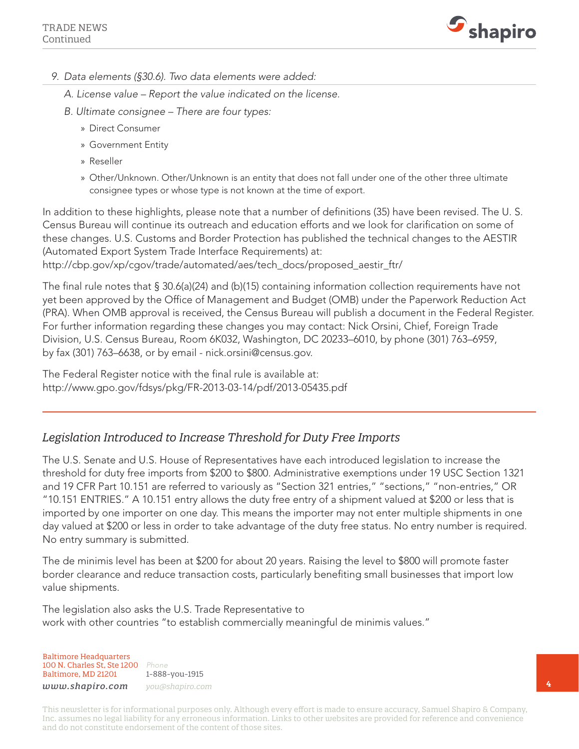9. *Data elements (§30.6). Two data elements were added:*
   - A. *License value – Report the value indicated on the license.*
   - B. *Ultimate consignee – There are four types:*
     - Direct Consumer
     - Government Entity
     - Reseller
     - Other/Unknown. Other/Unknown is an entity that does not fall under one of the other three ultimate consignee types or whose type is not known at the time of export.

In addition to these highlights, please note that a number of definitions (35) have been revised. The U. S. Census Bureau will continue its outreach and education efforts and we look for clarification on some of these changes. U.S. Customs and Border Protection has published the technical changes to the AESTIR (Automated Export System Trade Interface Requirements) at:
http://cbp.gov/xp/cgov/trade/automated/aes/tech_docs/proposed_aestir_ftr/

The final rule notes that § 30.6(a)(24) and (b)(15) containing information collection requirements have not yet been approved by the Office of Management and Budget (OMB) under the Paperwork Reduction Act (PRA). When OMB approval is received, the Census Bureau will publish a document in the Federal Register. For further information regarding these changes you may contact: Nick Orsini, Chief, Foreign Trade Division, U.S. Census Bureau, Room 6K032, Washington, DC 20233–6010, by phone (301) 763–6959, by fax (301) 763–6638, or by email - nick.orsini@census.gov.

The Federal Register notice with the final rule is available at:
http://www.gpo.gov/fdsys/pkg/FR-2013-03-14/pdf/2013-05435.pdf

## *Legislation Introduced to Increase Threshold for Duty Free Imports*

The U.S. Senate and U.S. House of Representatives have each introduced legislation to increase the threshold for duty free imports from $200 to $800. Administrative exemptions under 19 USC Section 1321 and 19 CFR Part 10.151 are referred to variously as "Section 321 entries," "sections," "non-entries," OR "10.151 ENTRIES." A 10.151 entry allows the duty free entry of a shipment valued at $200 or less that is imported by one importer on one day. This means the importer may not enter multiple shipments in one day valued at $200 or less in order to take advantage of the duty free status. No entry number is required. No entry summary is submitted.

The de minimis level has been at $200 for about 20 years. Raising the level to $800 will promote faster border clearance and reduce transaction costs, particularly benefiting small businesses that import low value shipments.

The legislation also asks the U.S. Trade Representative to work with other countries "to establish commercially meaningful de minimis values."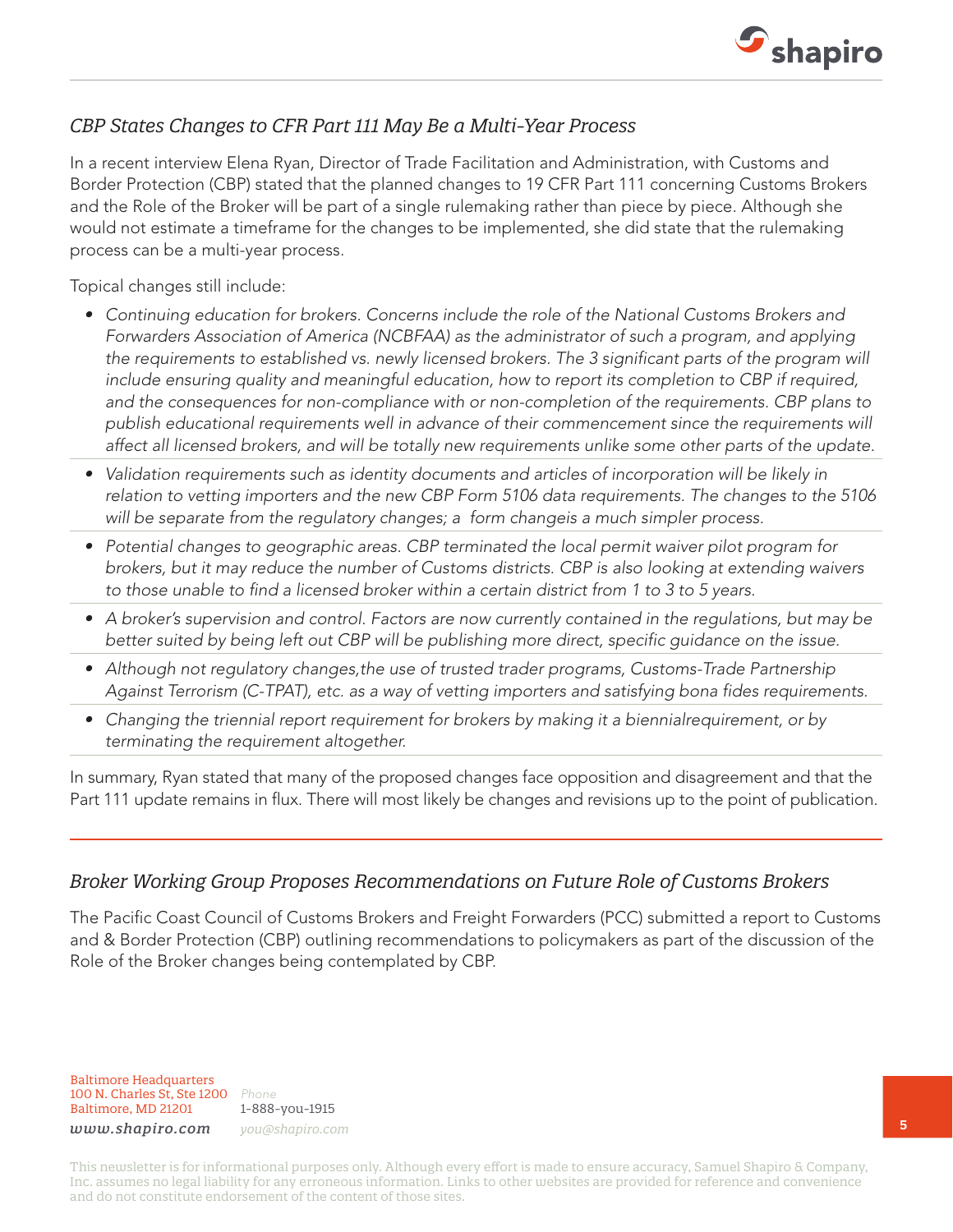## *CBP States Changes to CFR Part 111 May Be a Multi-Year Process*

In a recent interview Elena Ryan, Director of Trade Facilitation and Administration, with Customs and Border Protection (CBP) stated that the planned changes to 19 CFR Part 111 concerning Customs Brokers and the Role of the Broker will be part of a single rulemaking rather than piece by piece. Although she would not estimate a timeframe for the changes to be implemented, she did state that the rulemaking process can be a multi-year process.

Topical changes still include:

- *Continuing education for brokers. Concerns include the role of the National Customs Brokers and Forwarders Association of America (NCBFAA) as the administrator of such a program, and applying the requirements to established vs. newly licensed brokers. The 3 significant parts of the program will include ensuring quality and meaningful education, how to report its completion to CBP if required, and the consequences for non-compliance with or non-completion of the requirements. CBP plans to publish educational requirements well in advance of their commencement since the requirements will affect all licensed brokers, and will be totally new requirements unlike some other parts of the update.*
- *Validation requirements such as identity documents and articles of incorporation will be likely in relation to vetting importers and the new CBP Form 5106 data requirements. The changes to the 5106 will be separate from the regulatory changes; a form changeis a much simpler process.*
- *Potential changes to geographic areas. CBP terminated the local permit waiver pilot program for brokers, but it may reduce the number of Customs districts. CBP is also looking at extending waivers to those unable to find a licensed broker within a certain district from 1 to 3 to 5 years.*
- *A broker's supervision and control. Factors are now currently contained in the regulations, but may be better suited by being left out CBP will be publishing more direct, specific guidance on the issue.*
- *Although not regulatory changes,the use of trusted trader programs, Customs-Trade Partnership Against Terrorism (C-TPAT), etc. as a way of vetting importers and satisfying bona fides requirements.*
- *Changing the triennial report requirement for brokers by making it a biennialrequirement, or by terminating the requirement altogether.*

In summary, Ryan stated that many of the proposed changes face opposition and disagreement and that the Part 111 update remains in flux. There will most likely be changes and revisions up to the point of publication.

## *Broker Working Group Proposes Recommendations on Future Role of Customs Brokers*

The Pacific Coast Council of Customs Brokers and Freight Forwarders (PCC) submitted a report to Customs and & Border Protection (CBP) outlining recommendations to policymakers as part of the discussion of the Role of the Broker changes being contemplated by CBP.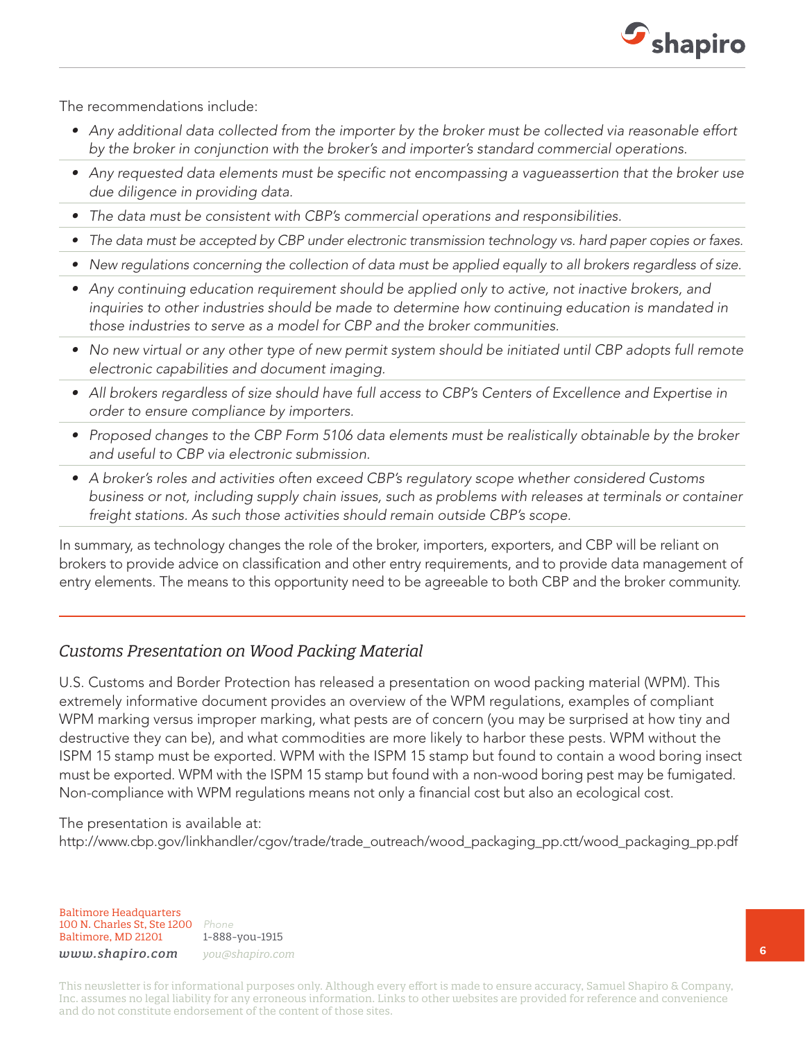The recommendations include:

- *Any additional data collected from the importer by the broker must be collected via reasonable effort by the broker in conjunction with the broker's and importer's standard commercial operations.*
- *Any requested data elements must be specific not encompassing a vagueassertion that the broker use due diligence in providing data.*
- *The data must be consistent with CBP's commercial operations and responsibilities.*
- *The data must be accepted by CBP under electronic transmission technology vs. hard paper copies or faxes.*
- *New regulations concerning the collection of data must be applied equally to all brokers regardless of size.*
- *Any continuing education requirement should be applied only to active, not inactive brokers, and inquiries to other industries should be made to determine how continuing education is mandated in those industries to serve as a model for CBP and the broker communities.*
- *No new virtual or any other type of new permit system should be initiated until CBP adopts full remote electronic capabilities and document imaging.*
- *All brokers regardless of size should have full access to CBP's Centers of Excellence and Expertise in order to ensure compliance by importers.*
- *Proposed changes to the CBP Form 5106 data elements must be realistically obtainable by the broker and useful to CBP via electronic submission.*
- *A broker's roles and activities often exceed CBP's regulatory scope whether considered Customs business or not, including supply chain issues, such as problems with releases at terminals or container freight stations. As such those activities should remain outside CBP's scope.*

In summary, as technology changes the role of the broker, importers, exporters, and CBP will be reliant on brokers to provide advice on classification and other entry requirements, and to provide data management of entry elements. The means to this opportunity need to be agreeable to both CBP and the broker community.

## *Customs Presentation on Wood Packing Material*

U.S. Customs and Border Protection has released a presentation on wood packing material (WPM). This extremely informative document provides an overview of the WPM regulations, examples of compliant WPM marking versus improper marking, what pests are of concern (you may be surprised at how tiny and destructive they can be), and what commodities are more likely to harbor these pests. WPM without the ISPM 15 stamp must be exported. WPM with the ISPM 15 stamp but found to contain a wood boring insect must be exported. WPM with the ISPM 15 stamp but found with a non-wood boring pest may be fumigated. Non-compliance with WPM regulations means not only a financial cost but also an ecological cost.

The presentation is available at:
http://www.cbp.gov/linkhandler/cgov/trade/trade_outreach/wood_packaging_pp.ctt/wood_packaging_pp.pdf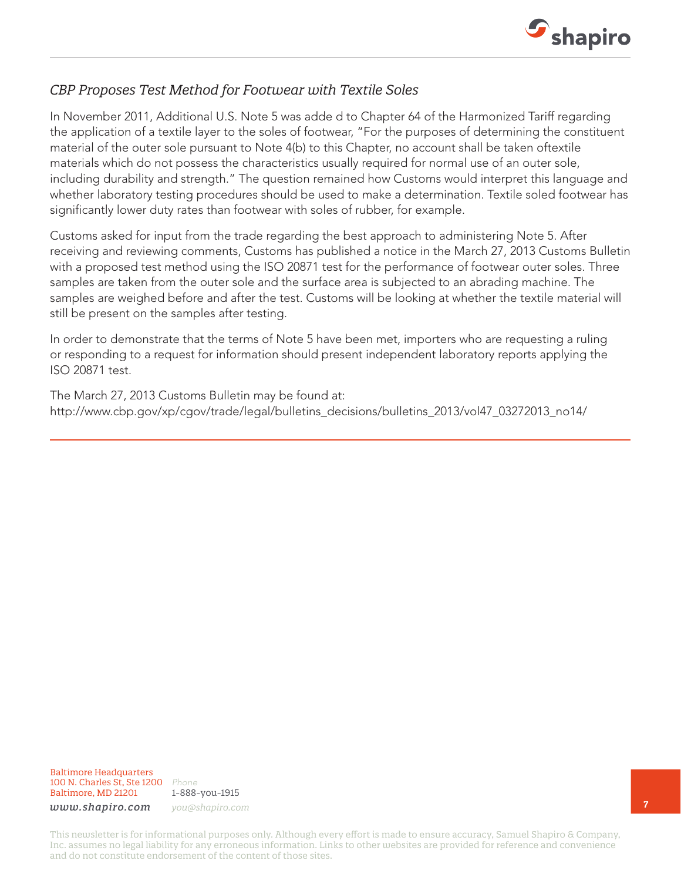## *CBP Proposes Test Method for Footwear with Textile Soles*

In November 2011, Additional U.S. Note 5 was adde d to Chapter 64 of the Harmonized Tariff regarding the application of a textile layer to the soles of footwear, "For the purposes of determining the constituent material of the outer sole pursuant to Note 4(b) to this Chapter, no account shall be taken oftextile materials which do not possess the characteristics usually required for normal use of an outer sole, including durability and strength." The question remained how Customs would interpret this language and whether laboratory testing procedures should be used to make a determination. Textile soled footwear has significantly lower duty rates than footwear with soles of rubber, for example.

Customs asked for input from the trade regarding the best approach to administering Note 5. After receiving and reviewing comments, Customs has published a notice in the March 27, 2013 Customs Bulletin with a proposed test method using the ISO 20871 test for the performance of footwear outer soles. Three samples are taken from the outer sole and the surface area is subjected to an abrading machine. The samples are weighed before and after the test. Customs will be looking at whether the textile material will still be present on the samples after testing.

In order to demonstrate that the terms of Note 5 have been met, importers who are requesting a ruling or responding to a request for information should present independent laboratory reports applying the ISO 20871 test.

The March 27, 2013 Customs Bulletin may be found at:
http://www.cbp.gov/xp/cgov/trade/legal/bulletins_decisions/bulletins_2013/vol47_03272013_no14/

Baltimore Headquarters
100 N. Charles St, Ste 1200
Baltimore, MD 21201
*www.shapiro.com*

*Phone*
1-888-you-1915
*you@shapiro.com*

This newsletter is for informational purposes only. Although every effort is made to ensure accuracy, Samuel Shapiro & Company, Inc. assumes no legal liability for any erroneous information. Links to other websites are provided for reference and convenience and do not constitute endorsement of the content of those sites.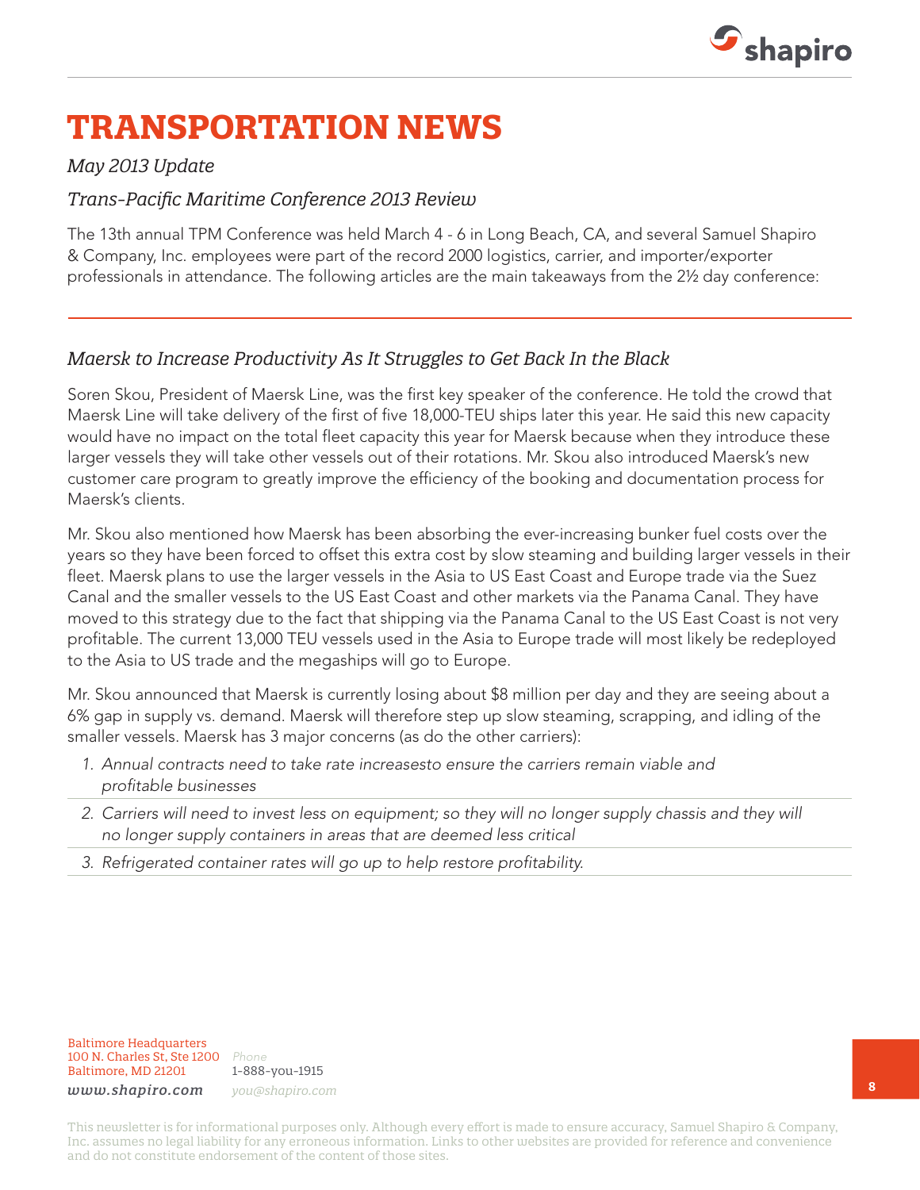# TRANSPORTATION NEWS

*May 2013 Update*

*Trans-Pacific Maritime Conference 2013 Review*

The 13th annual TPM Conference was held March 4 - 6 in Long Beach, CA, and several Samuel Shapiro & Company, Inc. employees were part of the record 2000 logistics, carrier, and importer/exporter professionals in attendance. The following articles are the main takeaways from the 2½ day conference:

---

## *Maersk to Increase Productivity As It Struggles to Get Back In the Black*

Soren Skou, President of Maersk Line, was the first key speaker of the conference. He told the crowd that Maersk Line will take delivery of the first of five 18,000-TEU ships later this year. He said this new capacity would have no impact on the total fleet capacity this year for Maersk because when they introduce these larger vessels they will take other vessels out of their rotations. Mr. Skou also introduced Maersk's new customer care program to greatly improve the efficiency of the booking and documentation process for Maersk's clients.

Mr. Skou also mentioned how Maersk has been absorbing the ever-increasing bunker fuel costs over the years so they have been forced to offset this extra cost by slow steaming and building larger vessels in their fleet. Maersk plans to use the larger vessels in the Asia to US East Coast and Europe trade via the Suez Canal and the smaller vessels to the US East Coast and other markets via the Panama Canal. They have moved to this strategy due to the fact that shipping via the Panama Canal to the US East Coast is not very profitable. The current 13,000 TEU vessels used in the Asia to Europe trade will most likely be redeployed to the Asia to US trade and the megaships will go to Europe.

Mr. Skou announced that Maersk is currently losing about $8 million per day and they are seeing about a 6% gap in supply vs. demand. Maersk will therefore step up slow steaming, scrapping, and idling of the smaller vessels. Maersk has 3 major concerns (as do the other carriers):

1. *Annual contracts need to take rate increasesto ensure the carriers remain viable and profitable businesses*
2. *Carriers will need to invest less on equipment; so they will no longer supply chassis and they will no longer supply containers in areas that are deemed less critical*
3. *Refrigerated container rates will go up to help restore profitability.*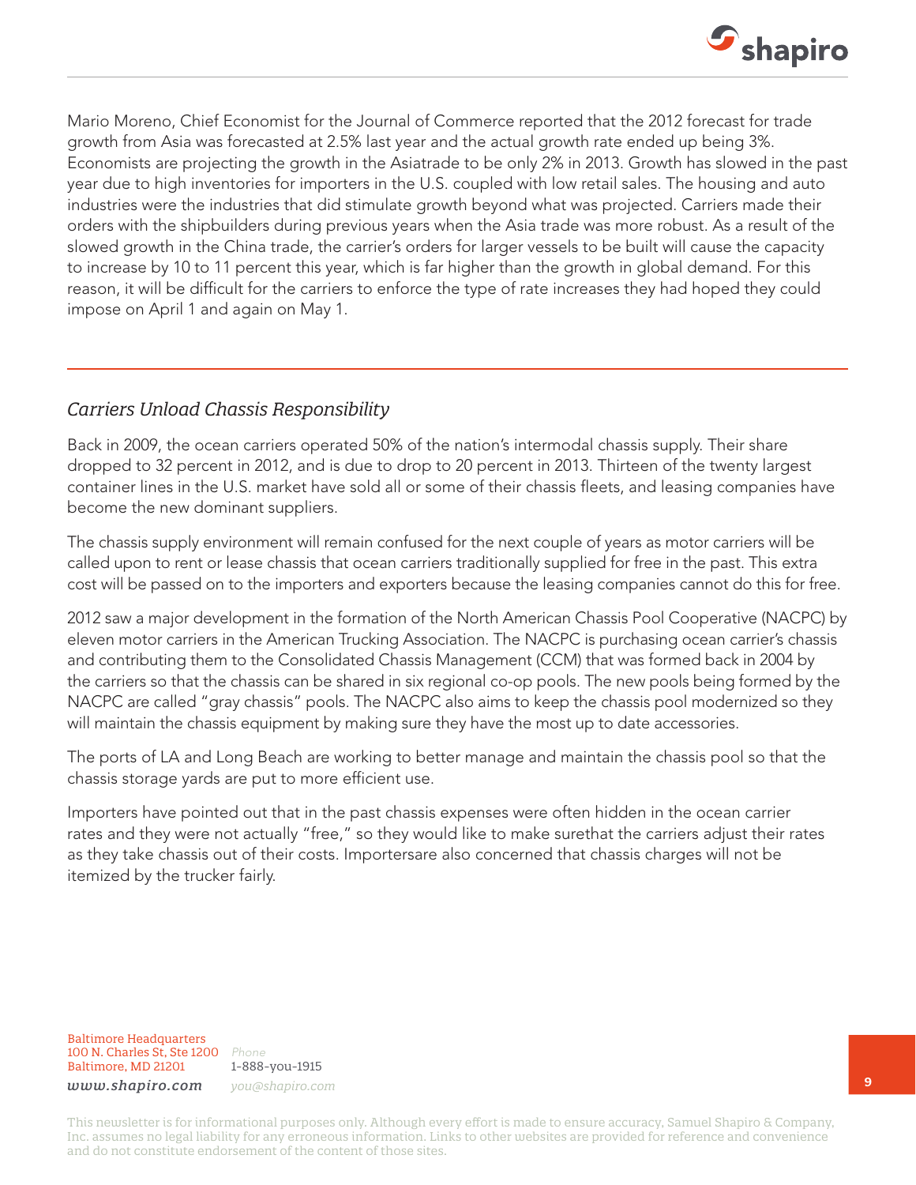Mario Moreno, Chief Economist for the Journal of Commerce reported that the 2012 forecast for trade growth from Asia was forecasted at 2.5% last year and the actual growth rate ended up being 3%. Economists are projecting the growth in the Asiatrade to be only 2% in 2013. Growth has slowed in the past year due to high inventories for importers in the U.S. coupled with low retail sales. The housing and auto industries were the industries that did stimulate growth beyond what was projected. Carriers made their orders with the shipbuilders during previous years when the Asia trade was more robust. As a result of the slowed growth in the China trade, the carrier's orders for larger vessels to be built will cause the capacity to increase by 10 to 11 percent this year, which is far higher than the growth in global demand. For this reason, it will be difficult for the carriers to enforce the type of rate increases they had hoped they could impose on April 1 and again on May 1.

---

## *Carriers Unload Chassis Responsibility*

Back in 2009, the ocean carriers operated 50% of the nation's intermodal chassis supply. Their share dropped to 32 percent in 2012, and is due to drop to 20 percent in 2013. Thirteen of the twenty largest container lines in the U.S. market have sold all or some of their chassis fleets, and leasing companies have become the new dominant suppliers.

The chassis supply environment will remain confused for the next couple of years as motor carriers will be called upon to rent or lease chassis that ocean carriers traditionally supplied for free in the past. This extra cost will be passed on to the importers and exporters because the leasing companies cannot do this for free.

2012 saw a major development in the formation of the North American Chassis Pool Cooperative (NACPC) by eleven motor carriers in the American Trucking Association. The NACPC is purchasing ocean carrier's chassis and contributing them to the Consolidated Chassis Management (CCM) that was formed back in 2004 by the carriers so that the chassis can be shared in six regional co-op pools. The new pools being formed by the NACPC are called "gray chassis" pools. The NACPC also aims to keep the chassis pool modernized so they will maintain the chassis equipment by making sure they have the most up to date accessories.

The ports of LA and Long Beach are working to better manage and maintain the chassis pool so that the chassis storage yards are put to more efficient use.

Importers have pointed out that in the past chassis expenses were often hidden in the ocean carrier rates and they were not actually "free," so they would like to make surethat the carriers adjust their rates as they take chassis out of their costs. Importersare also concerned that chassis charges will not be itemized by the trucker fairly.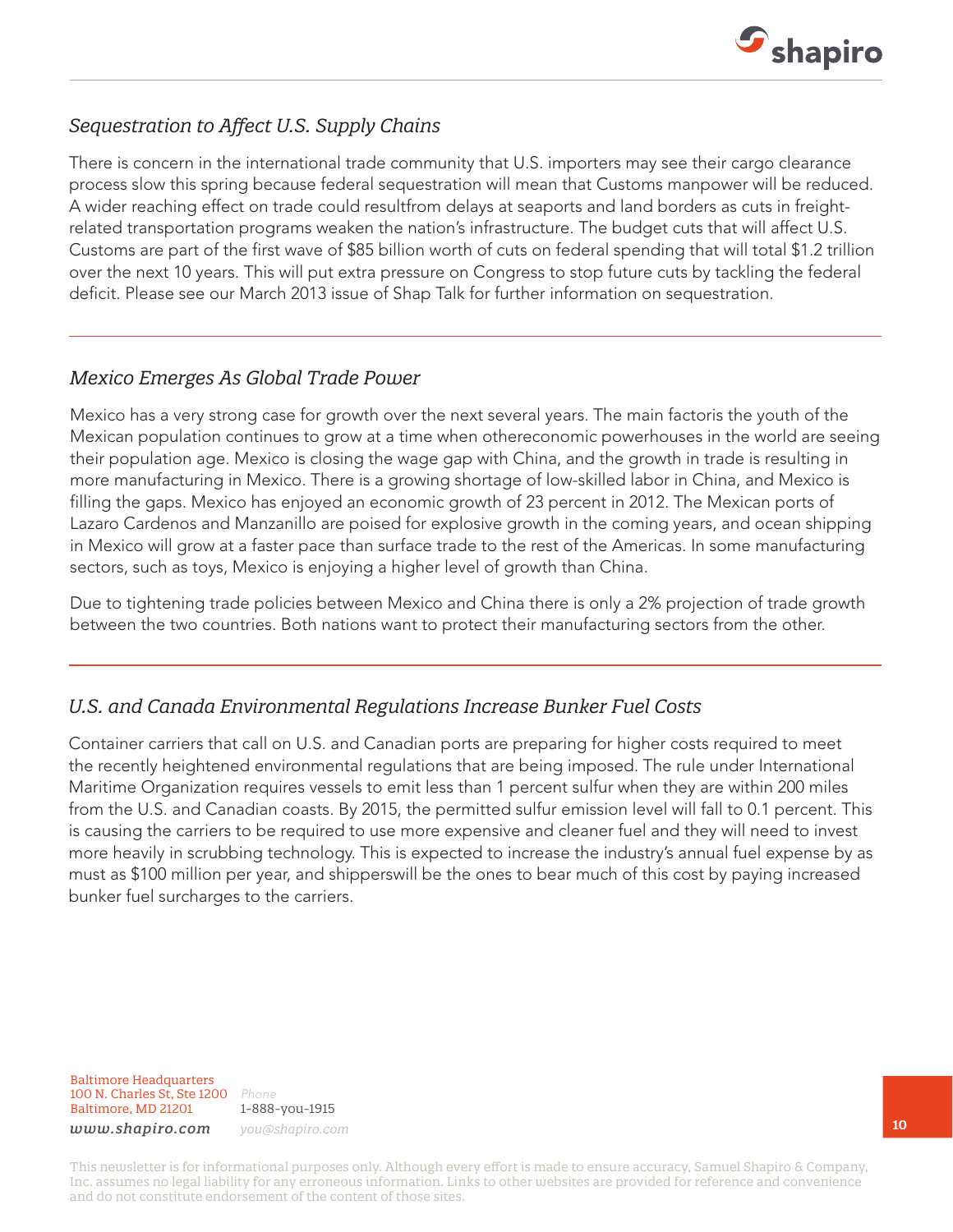## *Sequestration to Affect U.S. Supply Chains*

There is concern in the international trade community that U.S. importers may see their cargo clearance process slow this spring because federal sequestration will mean that Customs manpower will be reduced. A wider reaching effect on trade could resultfrom delays at seaports and land borders as cuts in freight-related transportation programs weaken the nation's infrastructure. The budget cuts that will affect U.S. Customs are part of the first wave of $85 billion worth of cuts on federal spending that will total $1.2 trillion over the next 10 years. This will put extra pressure on Congress to stop future cuts by tackling the federal deficit. Please see our March 2013 issue of Shap Talk for further information on sequestration.

---

## *Mexico Emerges As Global Trade Power*

Mexico has a very strong case for growth over the next several years. The main factoris the youth of the Mexican population continues to grow at a time when othereconomic powerhouses in the world are seeing their population age. Mexico is closing the wage gap with China, and the growth in trade is resulting in more manufacturing in Mexico. There is a growing shortage of low-skilled labor in China, and Mexico is filling the gaps. Mexico has enjoyed an economic growth of 23 percent in 2012. The Mexican ports of Lazaro Cardenos and Manzanillo are poised for explosive growth in the coming years, and ocean shipping in Mexico will grow at a faster pace than surface trade to the rest of the Americas. In some manufacturing sectors, such as toys, Mexico is enjoying a higher level of growth than China.

Due to tightening trade policies between Mexico and China there is only a 2% projection of trade growth between the two countries. Both nations want to protect their manufacturing sectors from the other.

---

## *U.S. and Canada Environmental Regulations Increase Bunker Fuel Costs*

Container carriers that call on U.S. and Canadian ports are preparing for higher costs required to meet the recently heightened environmental regulations that are being imposed. The rule under International Maritime Organization requires vessels to emit less than 1 percent sulfur when they are within 200 miles from the U.S. and Canadian coasts. By 2015, the permitted sulfur emission level will fall to 0.1 percent. This is causing the carriers to be required to use more expensive and cleaner fuel and they will need to invest more heavily in scrubbing technology. This is expected to increase the industry's annual fuel expense by as must as $100 million per year, and shipperswill be the ones to bear much of this cost by paying increased bunker fuel surcharges to the carriers.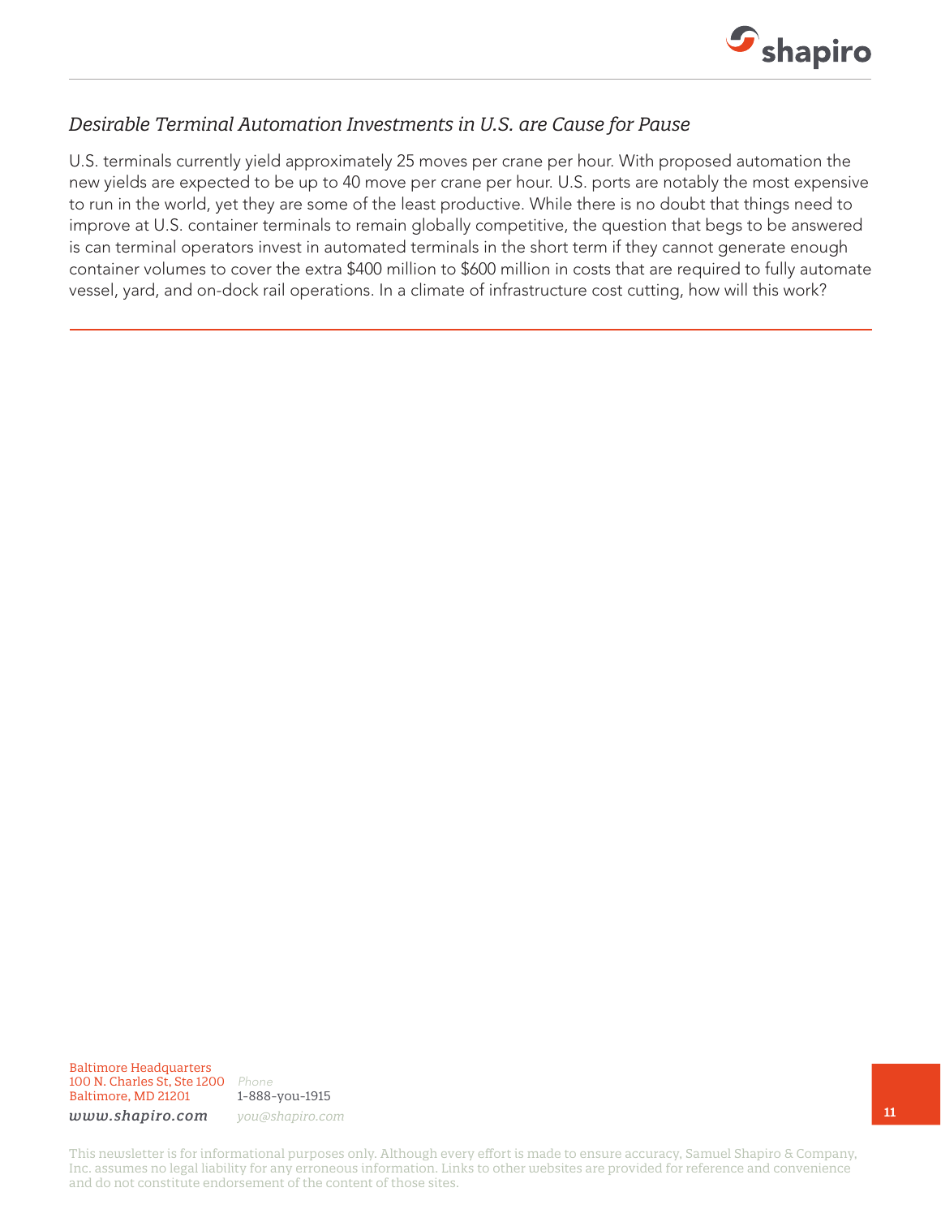### *Desirable Terminal Automation Investments in U.S. are Cause for Pause*

U.S. terminals currently yield approximately 25 moves per crane per hour. With proposed automation the new yields are expected to be up to 40 move per crane per hour. U.S. ports are notably the most expensive to run in the world, yet they are some of the least productive. While there is no doubt that things need to improve at U.S. container terminals to remain globally competitive, the question that begs to be answered is can terminal operators invest in automated terminals in the short term if they cannot generate enough container volumes to cover the extra $400 million to $600 million in costs that are required to fully automate vessel, yard, and on-dock rail operations. In a climate of infrastructure cost cutting, how will this work?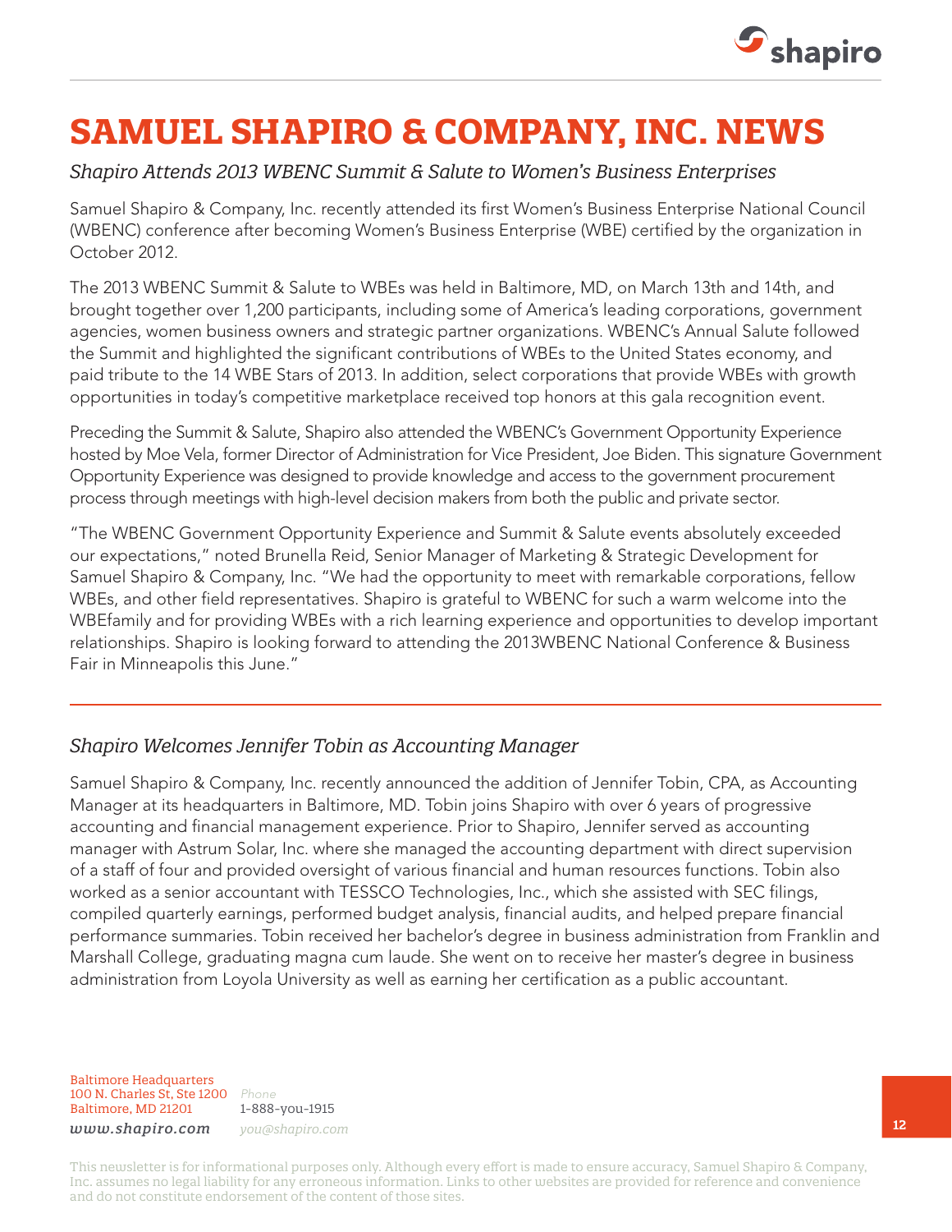# SAMUEL SHAPIRO & COMPANY, INC. NEWS

## *Shapiro Attends 2013 WBENC Summit & Salute to Women's Business Enterprises*

Samuel Shapiro & Company, Inc. recently attended its first Women's Business Enterprise National Council (WBENC) conference after becoming Women's Business Enterprise (WBE) certified by the organization in October 2012.

The 2013 WBENC Summit & Salute to WBEs was held in Baltimore, MD, on March 13th and 14th, and brought together over 1,200 participants, including some of America's leading corporations, government agencies, women business owners and strategic partner organizations. WBENC's Annual Salute followed the Summit and highlighted the significant contributions of WBEs to the United States economy, and paid tribute to the 14 WBE Stars of 2013. In addition, select corporations that provide WBEs with growth opportunities in today's competitive marketplace received top honors at this gala recognition event.

Preceding the Summit & Salute, Shapiro also attended the WBENC's Government Opportunity Experience hosted by Moe Vela, former Director of Administration for Vice President, Joe Biden. This signature Government Opportunity Experience was designed to provide knowledge and access to the government procurement process through meetings with high-level decision makers from both the public and private sector.

"The WBENC Government Opportunity Experience and Summit & Salute events absolutely exceeded our expectations," noted Brunella Reid, Senior Manager of Marketing & Strategic Development for Samuel Shapiro & Company, Inc. "We had the opportunity to meet with remarkable corporations, fellow WBEs, and other field representatives. Shapiro is grateful to WBENC for such a warm welcome into the WBEfamily and for providing WBEs with a rich learning experience and opportunities to develop important relationships. Shapiro is looking forward to attending the 2013WBENC National Conference & Business Fair in Minneapolis this June."

---

## *Shapiro Welcomes Jennifer Tobin as Accounting Manager*

Samuel Shapiro & Company, Inc. recently announced the addition of Jennifer Tobin, CPA, as Accounting Manager at its headquarters in Baltimore, MD. Tobin joins Shapiro with over 6 years of progressive accounting and financial management experience. Prior to Shapiro, Jennifer served as accounting manager with Astrum Solar, Inc. where she managed the accounting department with direct supervision of a staff of four and provided oversight of various financial and human resources functions. Tobin also worked as a senior accountant with TESSCO Technologies, Inc., which she assisted with SEC filings, compiled quarterly earnings, performed budget analysis, financial audits, and helped prepare financial performance summaries. Tobin received her bachelor's degree in business administration from Franklin and Marshall College, graduating magna cum laude. She went on to receive her master's degree in business administration from Loyola University as well as earning her certification as a public accountant.

Baltimore Headquarters
100 N. Charles St, Ste 1200
Baltimore, MD 21201
*www.shapiro.com*

*Phone*
1-888-you-1915
*you@shapiro.com*

This newsletter is for informational purposes only. Although every effort is made to ensure accuracy, Samuel Shapiro & Company, Inc. assumes no legal liability for any erroneous information. Links to other websites are provided for reference and convenience and do not constitute endorsement of the content of those sites.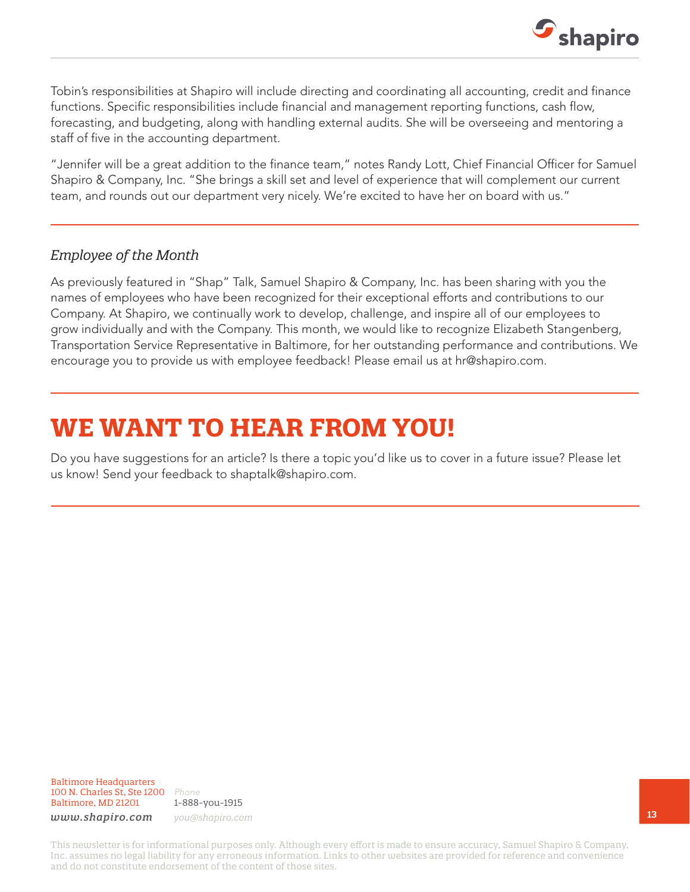Tobin's responsibilities at Shapiro will include directing and coordinating all accounting, credit and finance functions. Specific responsibilities include financial and management reporting functions, cash flow, forecasting, and budgeting, along with handling external audits. She will be overseeing and mentoring a staff of five in the accounting department.

"Jennifer will be a great addition to the finance team," notes Randy Lott, Chief Financial Officer for Samuel Shapiro & Company, Inc. "She brings a skill set and level of experience that will complement our current team, and rounds out our department very nicely. We're excited to have her on board with us."

---

### *Employee of the Month*

As previously featured in "Shap" Talk, Samuel Shapiro & Company, Inc. has been sharing with you the names of employees who have been recognized for their exceptional efforts and contributions to our Company. At Shapiro, we continually work to develop, challenge, and inspire all of our employees to grow individually and with the Company. This month, we would like to recognize Elizabeth Stangenberg, Transportation Service Representative in Baltimore, for her outstanding performance and contributions. We encourage you to provide us with employee feedback! Please email us at hr@shapiro.com.

---

## WE WANT TO HEAR FROM YOU!

Do you have suggestions for an article? Is there a topic you'd like us to cover in a future issue? Please let us know! Send your feedback to shaptalk@shapiro.com.

---

Baltimore Headquarters
100 N. Charles St, Ste 1200
Baltimore, MD 21201
*www.shapiro.com*

*Phone*
1-888-you-1915
*you@shapiro.com*

This newsletter is for informational purposes only. Although every effort is made to ensure accuracy, Samuel Shapiro & Company, Inc. assumes no legal liability for any erroneous information. Links to other websites are provided for reference and convenience and do not constitute endorsement of the content of those sites.